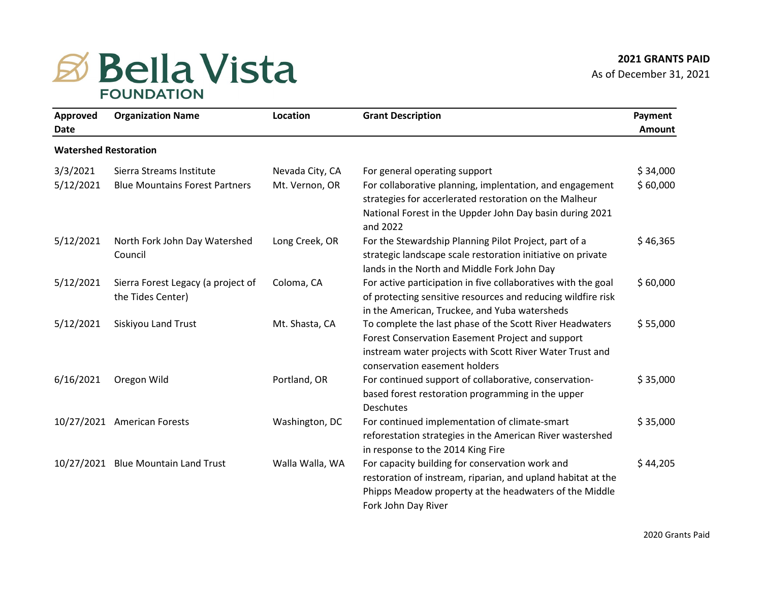# Bella Vista FOUNDATION

**2021 GRANTS PAID**
As of December 31, 2021

| Approved Date | Organization Name | Location | Grant Description | Payment Amount |
|---|---|---|---|---|
| **Watershed Restoration** | | | | |
| 3/3/2021 | Sierra Streams Institute | Nevada City, CA | For general operating support | $ 34,000 |
| 5/12/2021 | Blue Mountains Forest Partners | Mt. Vernon, OR | For collaborative planning, implentation, and engagement strategies for accerlerated restoration on the Malheur National Forest in the Uppder John Day basin during 2021 and 2022 | $ 60,000 |
| 5/12/2021 | North Fork John Day Watershed Council | Long Creek, OR | For the Stewardship Planning Pilot Project, part of a strategic landscape scale restoration initiative on private lands in the North and Middle Fork John Day | $ 46,365 |
| 5/12/2021 | Sierra Forest Legacy (a project of the Tides Center) | Coloma, CA | For active participation in five collaboratives with the goal of protecting sensitive resources and reducing wildfire risk in the American, Truckee, and Yuba watersheds | $ 60,000 |
| 5/12/2021 | Siskiyou Land Trust | Mt. Shasta, CA | To complete the last phase of the Scott River Headwaters Forest Conservation Easement Project and support instream water projects with Scott River Water Trust and conservation easement holders | $ 55,000 |
| 6/16/2021 | Oregon Wild | Portland, OR | For continued support of collaborative, conservation-based forest restoration programming in the upper Deschutes | $ 35,000 |
| 10/27/2021 | American Forests | Washington, DC | For continued implementation of climate-smart reforestation strategies in the American River wastershed in response to the 2014 King Fire | $ 35,000 |
| 10/27/2021 | Blue Mountain Land Trust | Walla Walla, WA | For capacity building for conservation work and restoration of instream, riparian, and upland habitat at the Phipps Meadow property at the headwaters of the Middle Fork John Day River | $ 44,205 |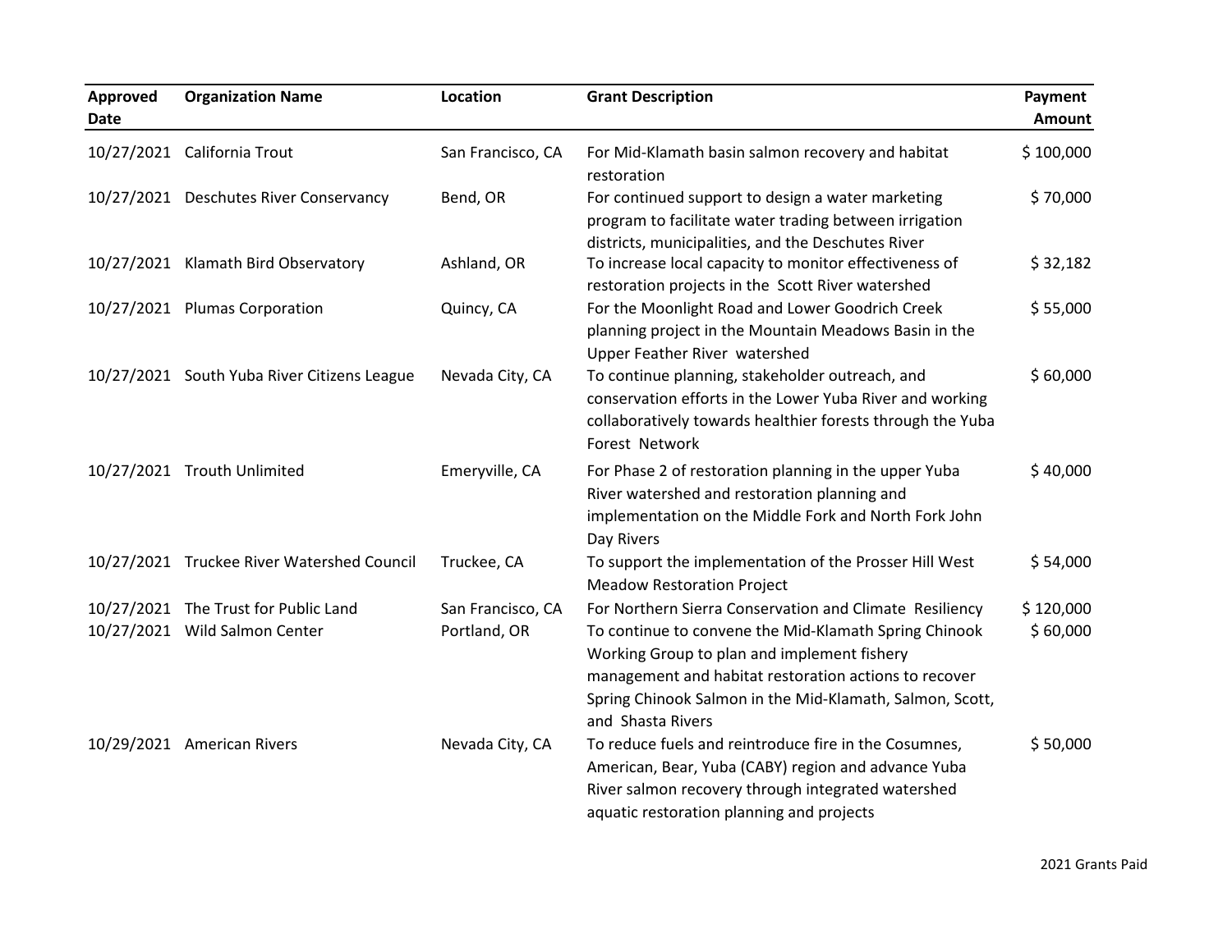| Approved Date | Organization Name | Location | Grant Description | Payment Amount |
|---|---|---|---|---|
| 10/27/2021 | California Trout | San Francisco, CA | For Mid-Klamath basin salmon recovery and habitat restoration | $ 100,000 |
| 10/27/2021 | Deschutes River Conservancy | Bend, OR | For continued support to design a water marketing program to facilitate water trading between irrigation districts, municipalities, and the Deschutes River | $ 70,000 |
| 10/27/2021 | Klamath Bird Observatory | Ashland, OR | To increase local capacity to monitor effectiveness of restoration projects in the Scott River watershed | $ 32,182 |
| 10/27/2021 | Plumas Corporation | Quincy, CA | For the Moonlight Road and Lower Goodrich Creek planning project in the Mountain Meadows Basin in the Upper Feather River watershed | $ 55,000 |
| 10/27/2021 | South Yuba River Citizens League | Nevada City, CA | To continue planning, stakeholder outreach, and conservation efforts in the Lower Yuba River and working collaboratively towards healthier forests through the Yuba Forest Network | $ 60,000 |
| 10/27/2021 | Trouth Unlimited | Emeryville, CA | For Phase 2 of restoration planning in the upper Yuba River watershed and restoration planning and implementation on the Middle Fork and North Fork John Day Rivers | $ 40,000 |
| 10/27/2021 | Truckee River Watershed Council | Truckee, CA | To support the implementation of the Prosser Hill West Meadow Restoration Project | $ 54,000 |
| 10/27/2021 | The Trust for Public Land | San Francisco, CA | For Northern Sierra Conservation and Climate Resiliency | $ 120,000 |
| 10/27/2021 | Wild Salmon Center | Portland, OR | To continue to convene the Mid-Klamath Spring Chinook Working Group to plan and implement fishery management and habitat restoration actions to recover Spring Chinook Salmon in the Mid-Klamath, Salmon, Scott, and Shasta Rivers | $ 60,000 |
| 10/29/2021 | American Rivers | Nevada City, CA | To reduce fuels and reintroduce fire in the Cosumnes, American, Bear, Yuba (CABY) region and advance Yuba River salmon recovery through integrated watershed aquatic restoration planning and projects | $ 50,000 |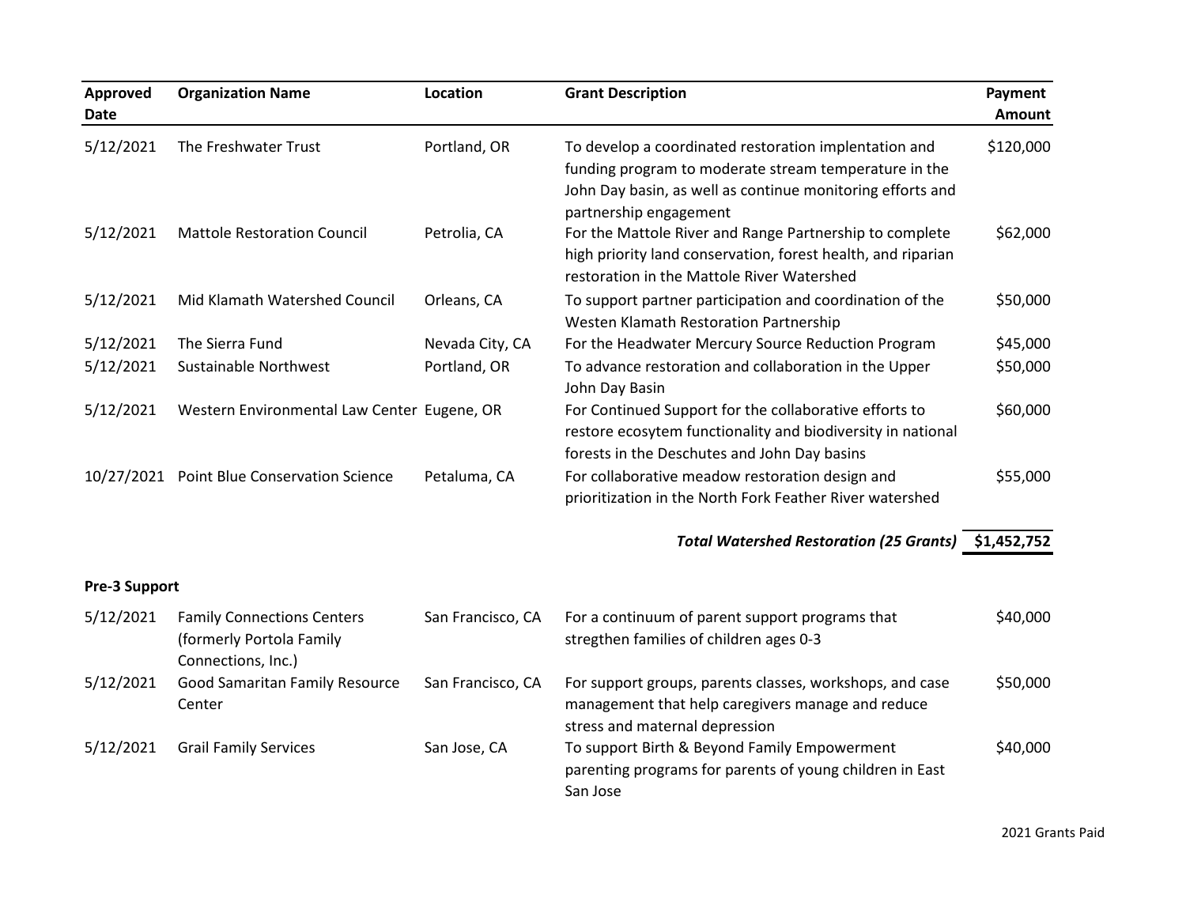| Approved Date | Organization Name | Location | Grant Description | Payment Amount |
|---|---|---|---|---|
| 5/12/2021 | The Freshwater Trust | Portland, OR | To develop a coordinated restoration implentation and funding program to moderate stream temperature in the John Day basin, as well as continue monitoring efforts and partnership engagement | $120,000 |
| 5/12/2021 | Mattole Restoration Council | Petrolia, CA | For the Mattole River and Range Partnership to complete high priority land conservation, forest health, and riparian restoration in the Mattole River Watershed | $62,000 |
| 5/12/2021 | Mid Klamath Watershed Council | Orleans, CA | To support partner participation and coordination of the Westen Klamath Restoration Partnership | $50,000 |
| 5/12/2021 | The Sierra Fund | Nevada City, CA | For the Headwater Mercury Source Reduction Program | $45,000 |
| 5/12/2021 | Sustainable Northwest | Portland, OR | To advance restoration and collaboration in the Upper John Day Basin | $50,000 |
| 5/12/2021 | Western Environmental Law Center | Eugene, OR | For Continued Support for the collaborative efforts to restore ecosytem functionality and biodiversity in national forests in the Deschutes and John Day basins | $60,000 |
| 10/27/2021 | Point Blue Conservation Science | Petaluma, CA | For collaborative meadow restoration design and prioritization in the North Fork Feather River watershed | $55,000 |
| | | | ***Total Watershed Restoration (25 Grants)*** | **$1,452,752** |

**Pre-3 Support**

| Approved Date | Organization Name | Location | Grant Description | Payment Amount |
|---|---|---|---|---|
| 5/12/2021 | Family Connections Centers (formerly Portola Family Connections, Inc.) | San Francisco, CA | For a continuum of parent support programs that stregthen families of children ages 0-3 | $40,000 |
| 5/12/2021 | Good Samaritan Family Resource Center | San Francisco, CA | For support groups, parents classes, workshops, and case management that help caregivers manage and reduce stress and maternal depression | $50,000 |
| 5/12/2021 | Grail Family Services | San Jose, CA | To support Birth & Beyond Family Empowerment parenting programs for parents of young children in East San Jose | $40,000 |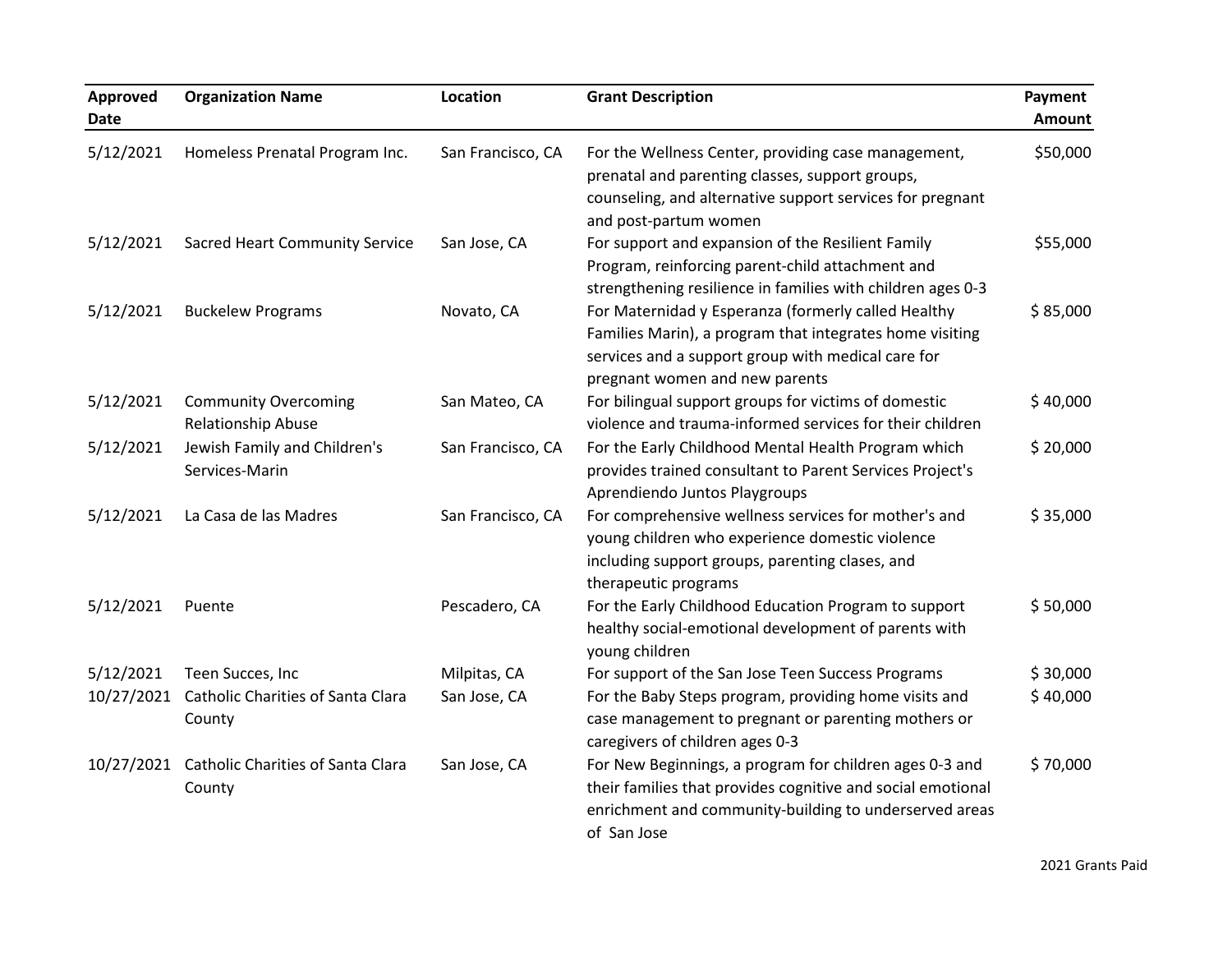| Approved Date | Organization Name | Location | Grant Description | Payment Amount |
|---|---|---|---|---|
| 5/12/2021 | Homeless Prenatal Program Inc. | San Francisco, CA | For the Wellness Center, providing case management, prenatal and parenting classes, support groups, counseling, and alternative support services for pregnant and post-partum women | $50,000 |
| 5/12/2021 | Sacred Heart Community Service | San Jose, CA | For support and expansion of the Resilient Family Program, reinforcing parent-child attachment and strengthening resilience in families with children ages 0-3 | $55,000 |
| 5/12/2021 | Buckelew Programs | Novato, CA | For Maternidad y Esperanza (formerly called Healthy Families Marin), a program that integrates home visiting services and a support group with medical care for pregnant women and new parents | $ 85,000 |
| 5/12/2021 | Community Overcoming Relationship Abuse | San Mateo, CA | For bilingual support groups for victims of domestic violence and trauma-informed services for their children | $ 40,000 |
| 5/12/2021 | Jewish Family and Children's Services-Marin | San Francisco, CA | For the Early Childhood Mental Health Program which provides trained consultant to Parent Services Project's Aprendiendo Juntos Playgroups | $ 20,000 |
| 5/12/2021 | La Casa de las Madres | San Francisco, CA | For comprehensive wellness services for mother's and young children who experience domestic violence including support groups, parenting clases, and therapeutic programs | $ 35,000 |
| 5/12/2021 | Puente | Pescadero, CA | For the Early Childhood Education Program to support healthy social-emotional development of parents with young children | $ 50,000 |
| 5/12/2021 | Teen Succes, Inc | Milpitas, CA | For support of the San Jose Teen Success Programs | $ 30,000 |
| 10/27/2021 | Catholic Charities of Santa Clara County | San Jose, CA | For the Baby Steps program, providing home visits and case management to pregnant or parenting mothers or caregivers of children ages 0-3 | $ 40,000 |
| 10/27/2021 | Catholic Charities of Santa Clara County | San Jose, CA | For New Beginnings, a program for children ages 0-3 and their families that provides cognitive and social emotional enrichment and community-building to underserved areas of San Jose | $ 70,000 |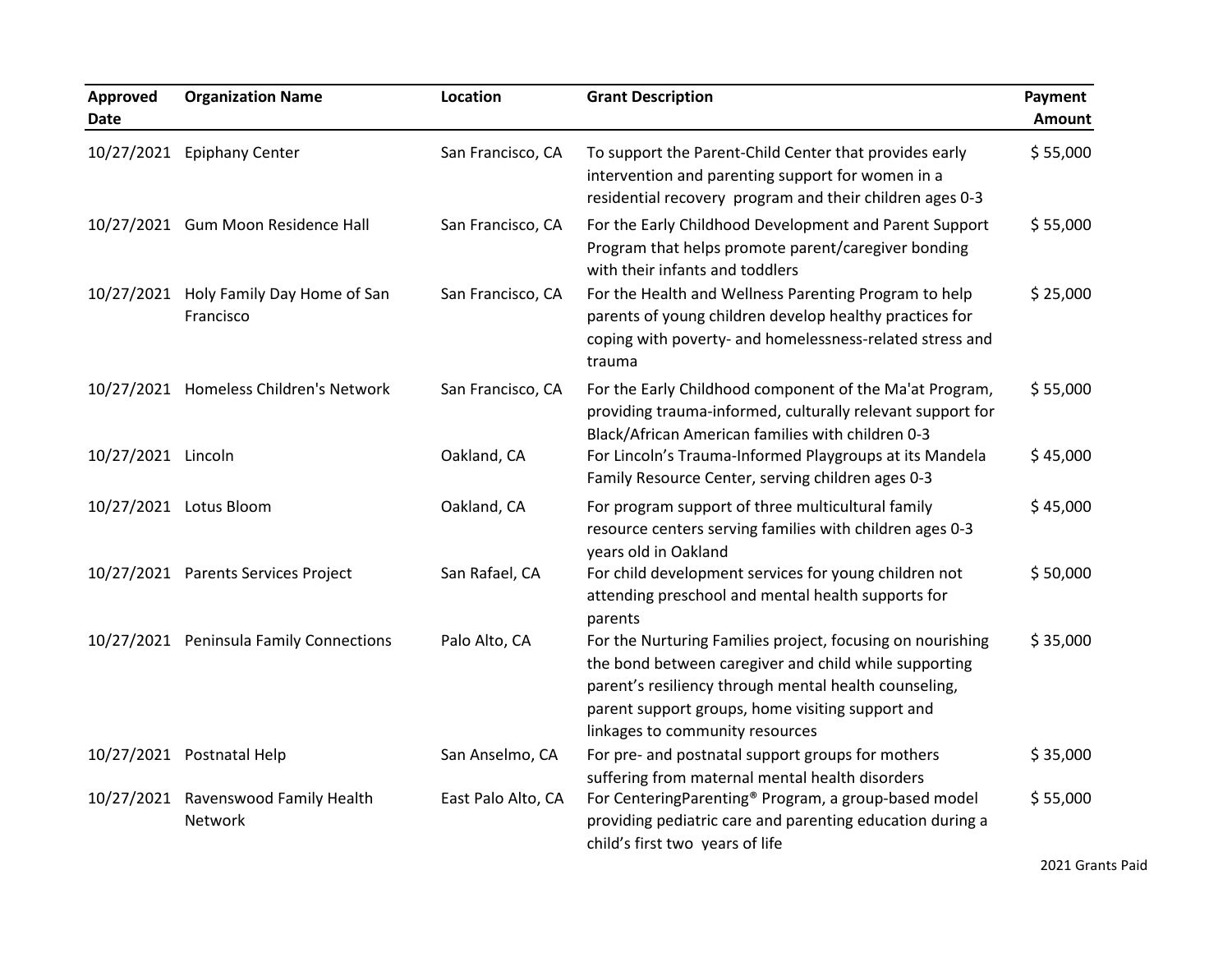| Approved Date | Organization Name | Location | Grant Description | Payment Amount |
|---|---|---|---|---|
| 10/27/2021 | Epiphany Center | San Francisco, CA | To support the Parent-Child Center that provides early intervention and parenting support for women in a residential recovery program and their children ages 0-3 | $ 55,000 |
| 10/27/2021 | Gum Moon Residence Hall | San Francisco, CA | For the Early Childhood Development and Parent Support Program that helps promote parent/caregiver bonding with their infants and toddlers | $ 55,000 |
| 10/27/2021 | Holy Family Day Home of San Francisco | San Francisco, CA | For the Health and Wellness Parenting Program to help parents of young children develop healthy practices for coping with poverty- and homelessness-related stress and trauma | $ 25,000 |
| 10/27/2021 | Homeless Children's Network | San Francisco, CA | For the Early Childhood component of the Ma'at Program, providing trauma-informed, culturally relevant support for Black/African American families with children 0-3 | $ 55,000 |
| 10/27/2021 | Lincoln | Oakland, CA | For Lincoln's Trauma-Informed Playgroups at its Mandela Family Resource Center, serving children ages 0-3 | $ 45,000 |
| 10/27/2021 | Lotus Bloom | Oakland, CA | For program support of three multicultural family resource centers serving families with children ages 0-3 years old in Oakland | $ 45,000 |
| 10/27/2021 | Parents Services Project | San Rafael, CA | For child development services for young children not attending preschool and mental health supports for parents | $ 50,000 |
| 10/27/2021 | Peninsula Family Connections | Palo Alto, CA | For the Nurturing Families project, focusing on nourishing the bond between caregiver and child while supporting parent's resiliency through mental health counseling, parent support groups, home visiting support and linkages to community resources | $ 35,000 |
| 10/27/2021 | Postnatal Help | San Anselmo, CA | For pre- and postnatal support groups for mothers suffering from maternal mental health disorders | $ 35,000 |
| 10/27/2021 | Ravenswood Family Health Network | East Palo Alto, CA | For CenteringParenting® Program, a group-based model providing pediatric care and parenting education during a child's first two years of life | $ 55,000 |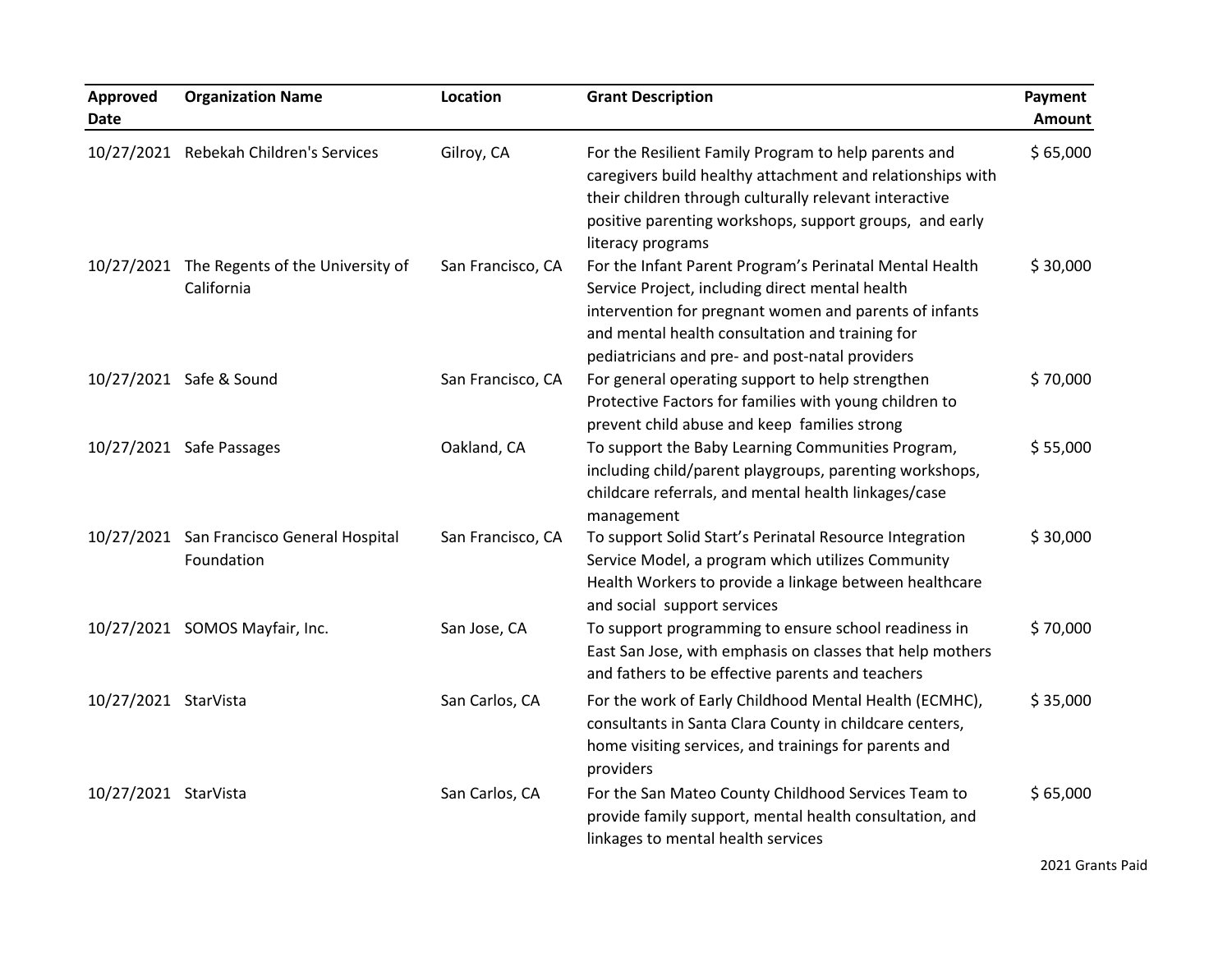| Approved Date | Organization Name | Location | Grant Description | Payment Amount |
| --- | --- | --- | --- | --- |
| 10/27/2021 | Rebekah Children's Services | Gilroy, CA | For the Resilient Family Program to help parents and caregivers build healthy attachment and relationships with their children through culturally relevant interactive positive parenting workshops, support groups, and early literacy programs | $ 65,000 |
| 10/27/2021 | The Regents of the University of California | San Francisco, CA | For the Infant Parent Program's Perinatal Mental Health Service Project, including direct mental health intervention for pregnant women and parents of infants and mental health consultation and training for pediatricians and pre- and post-natal providers | $ 30,000 |
| 10/27/2021 | Safe & Sound | San Francisco, CA | For general operating support to help strengthen Protective Factors for families with young children to prevent child abuse and keep families strong | $ 70,000 |
| 10/27/2021 | Safe Passages | Oakland, CA | To support the Baby Learning Communities Program, including child/parent playgroups, parenting workshops, childcare referrals, and mental health linkages/case management | $ 55,000 |
| 10/27/2021 | San Francisco General Hospital Foundation | San Francisco, CA | To support Solid Start's Perinatal Resource Integration Service Model, a program which utilizes Community Health Workers to provide a linkage between healthcare and social support services | $ 30,000 |
| 10/27/2021 | SOMOS Mayfair, Inc. | San Jose, CA | To support programming to ensure school readiness in East San Jose, with emphasis on classes that help mothers and fathers to be effective parents and teachers | $ 70,000 |
| 10/27/2021 | StarVista | San Carlos, CA | For the work of Early Childhood Mental Health (ECMHC), consultants in Santa Clara County in childcare centers, home visiting services, and trainings for parents and providers | $ 35,000 |
| 10/27/2021 | StarVista | San Carlos, CA | For the San Mateo County Childhood Services Team to provide family support, mental health consultation, and linkages to mental health services | $ 65,000 |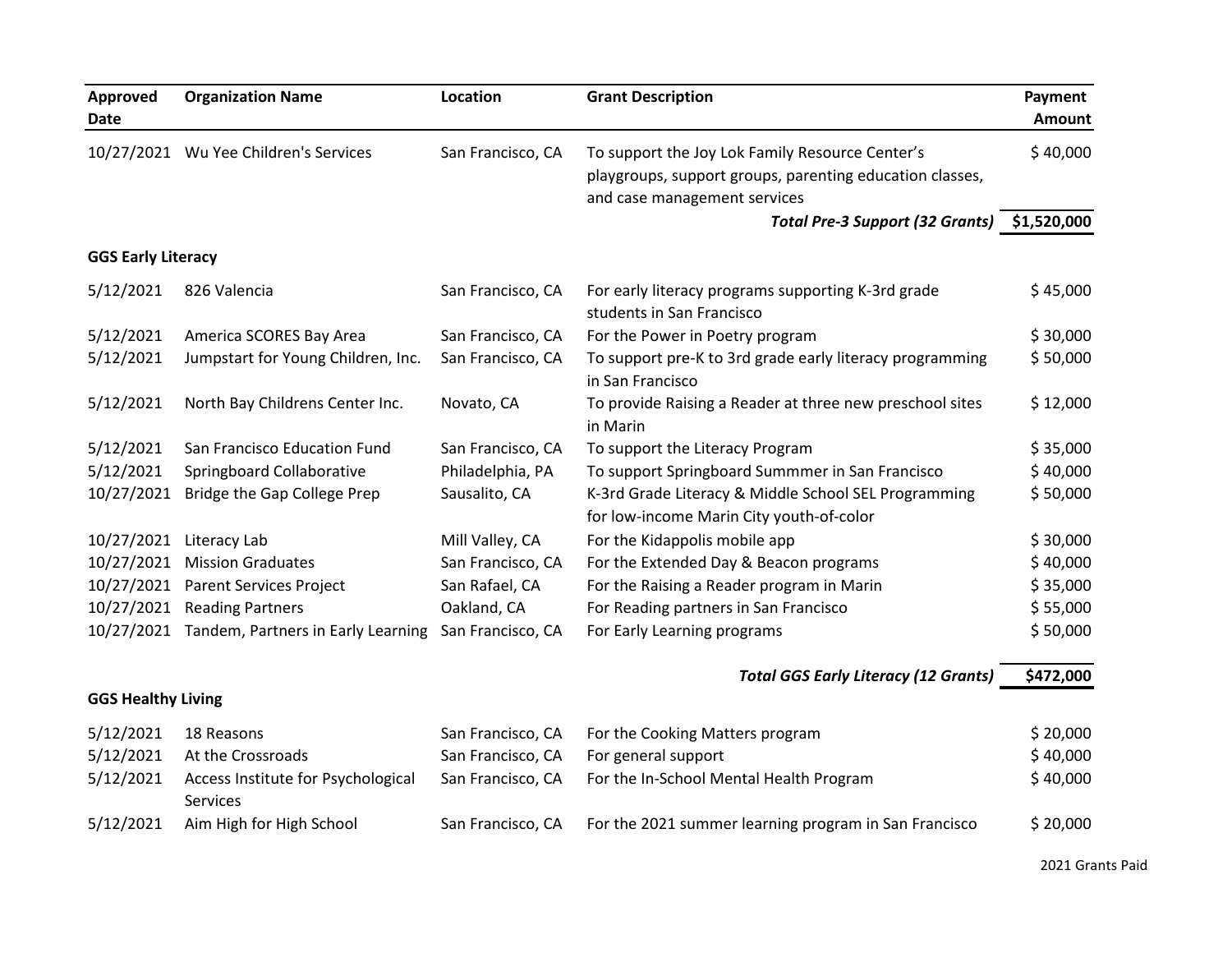| Approved Date | Organization Name | Location | Grant Description | Payment Amount |
|---|---|---|---|---|
| 10/27/2021 | Wu Yee Children's Services | San Francisco, CA | To support the Joy Lok Family Resource Center's playgroups, support groups, parenting education classes, and case management services | $ 40,000 |
| | | | ***Total Pre-3 Support (32 Grants)*** | **$1,520,000** |

**GGS Early Literacy**

| Approved Date | Organization Name | Location | Grant Description | Payment Amount |
|---|---|---|---|---|
| 5/12/2021 | 826 Valencia | San Francisco, CA | For early literacy programs supporting K-3rd grade students in San Francisco | $ 45,000 |
| 5/12/2021 | America SCORES Bay Area | San Francisco, CA | For the Power in Poetry program | $ 30,000 |
| 5/12/2021 | Jumpstart for Young Children, Inc. | San Francisco, CA | To support pre-K to 3rd grade early literacy programming in San Francisco | $ 50,000 |
| 5/12/2021 | North Bay Childrens Center Inc. | Novato, CA | To provide Raising a Reader at three new preschool sites in Marin | $ 12,000 |
| 5/12/2021 | San Francisco Education Fund | San Francisco, CA | To support the Literacy Program | $ 35,000 |
| 5/12/2021 | Springboard Collaborative | Philadelphia, PA | To support Springboard Summmer in San Francisco | $ 40,000 |
| 10/27/2021 | Bridge the Gap College Prep | Sausalito, CA | K-3rd Grade Literacy & Middle School SEL Programming for low-income Marin City youth-of-color | $ 50,000 |
| 10/27/2021 | Literacy Lab | Mill Valley, CA | For the Kidappolis mobile app | $ 30,000 |
| 10/27/2021 | Mission Graduates | San Francisco, CA | For the Extended Day & Beacon programs | $ 40,000 |
| 10/27/2021 | Parent Services Project | San Rafael, CA | For the Raising a Reader program in Marin | $ 35,000 |
| 10/27/2021 | Reading Partners | Oakland, CA | For Reading partners in San Francisco | $ 55,000 |
| 10/27/2021 | Tandem, Partners in Early Learning | San Francisco, CA | For Early Learning programs | $ 50,000 |
| | | | ***Total GGS Early Literacy (12 Grants)*** | **$472,000** |

**GGS Healthy Living**

| Approved Date | Organization Name | Location | Grant Description | Payment Amount |
|---|---|---|---|---|
| 5/12/2021 | 18 Reasons | San Francisco, CA | For the Cooking Matters program | $ 20,000 |
| 5/12/2021 | At the Crossroads | San Francisco, CA | For general support | $ 40,000 |
| 5/12/2021 | Access Institute for Psychological Services | San Francisco, CA | For the In-School Mental Health Program | $ 40,000 |
| 5/12/2021 | Aim High for High School | San Francisco, CA | For the 2021 summer learning program in San Francisco | $ 20,000 |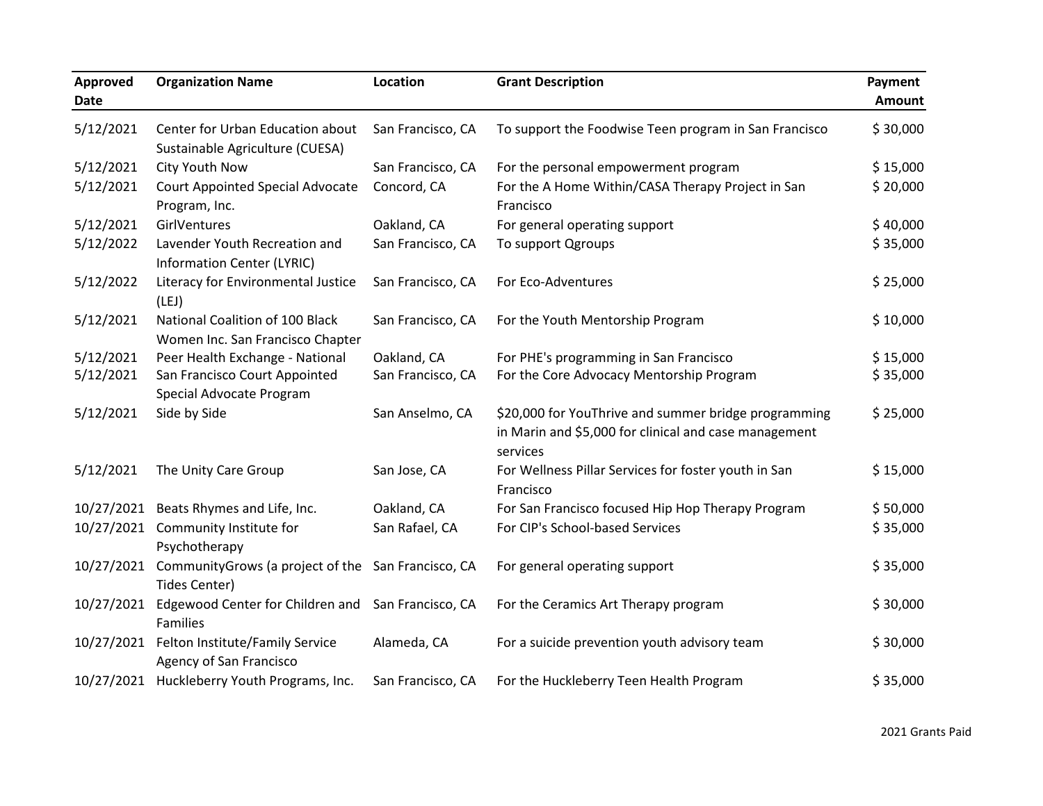| Approved Date | Organization Name | Location | Grant Description | Payment Amount |
| --- | --- | --- | --- | --- |
| 5/12/2021 | Center for Urban Education about Sustainable Agriculture (CUESA) | San Francisco, CA | To support the Foodwise Teen program in San Francisco | $ 30,000 |
| 5/12/2021 | City Youth Now | San Francisco, CA | For the personal empowerment program | $ 15,000 |
| 5/12/2021 | Court Appointed Special Advocate Program, Inc. | Concord, CA | For the A Home Within/CASA Therapy Project in San Francisco | $ 20,000 |
| 5/12/2021 | GirlVentures | Oakland, CA | For general operating support | $ 40,000 |
| 5/12/2022 | Lavender Youth Recreation and Information Center (LYRIC) | San Francisco, CA | To support Qgroups | $ 35,000 |
| 5/12/2022 | Literacy for Environmental Justice (LEJ) | San Francisco, CA | For Eco-Adventures | $ 25,000 |
| 5/12/2021 | National Coalition of 100 Black Women Inc. San Francisco Chapter | San Francisco, CA | For the Youth Mentorship Program | $ 10,000 |
| 5/12/2021 | Peer Health Exchange - National | Oakland, CA | For PHE's programming in San Francisco | $ 15,000 |
| 5/12/2021 | San Francisco Court Appointed Special Advocate Program | San Francisco, CA | For the Core Advocacy Mentorship Program | $ 35,000 |
| 5/12/2021 | Side by Side | San Anselmo, CA | $20,000 for YouThrive and summer bridge programming in Marin and $5,000 for clinical and case management services | $ 25,000 |
| 5/12/2021 | The Unity Care Group | San Jose, CA | For Wellness Pillar Services for foster youth in San Francisco | $ 15,000 |
| 10/27/2021 | Beats Rhymes and Life, Inc. | Oakland, CA | For San Francisco focused Hip Hop Therapy Program | $ 50,000 |
| 10/27/2021 | Community Institute for Psychotherapy | San Rafael, CA | For CIP's School-based Services | $ 35,000 |
| 10/27/2021 | CommunityGrows (a project of the Tides Center) | San Francisco, CA | For general operating support | $ 35,000 |
| 10/27/2021 | Edgewood Center for Children and Families | San Francisco, CA | For the Ceramics Art Therapy program | $ 30,000 |
| 10/27/2021 | Felton Institute/Family Service Agency of San Francisco | Alameda, CA | For a suicide prevention youth advisory team | $ 30,000 |
| 10/27/2021 | Huckleberry Youth Programs, Inc. | San Francisco, CA | For the Huckleberry Teen Health Program | $ 35,000 |

2021 Grants Paid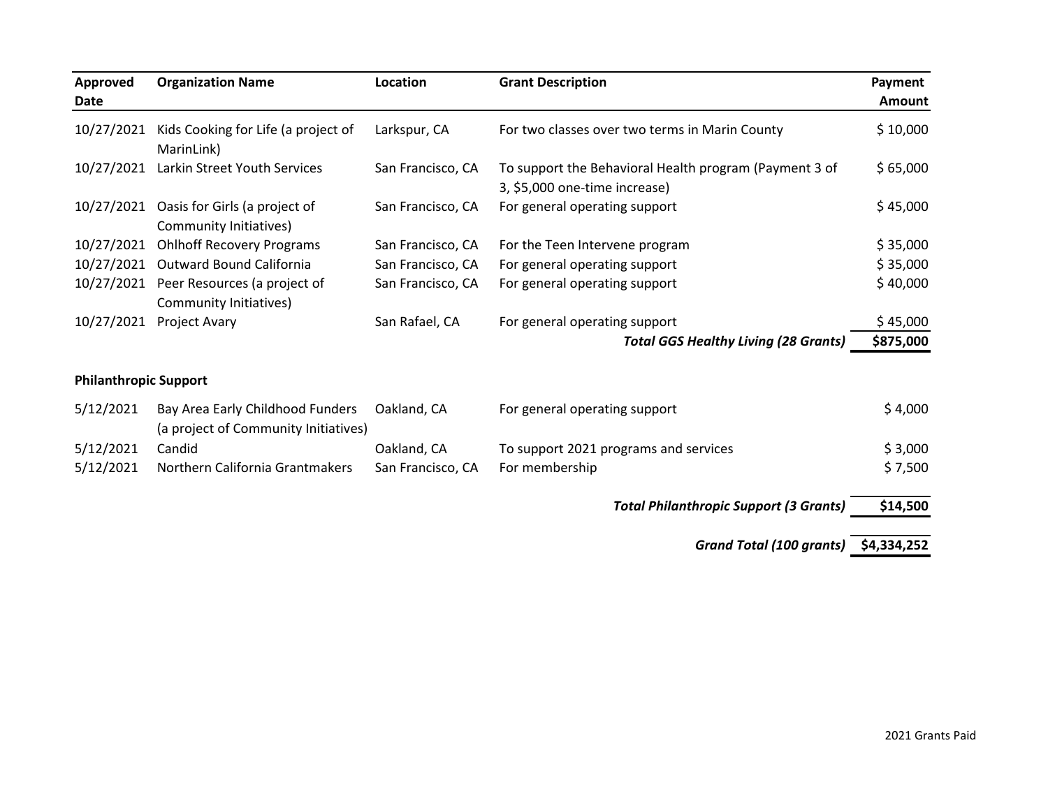| Approved Date | Organization Name | Location | Grant Description | Payment Amount |
|---|---|---|---|---|
| 10/27/2021 | Kids Cooking for Life (a project of MarinLink) | Larkspur, CA | For two classes over two terms in Marin County | $ 10,000 |
| 10/27/2021 | Larkin Street Youth Services | San Francisco, CA | To support the Behavioral Health program (Payment 3 of 3, $5,000 one-time increase) | $ 65,000 |
| 10/27/2021 | Oasis for Girls (a project of Community Initiatives) | San Francisco, CA | For general operating support | $ 45,000 |
| 10/27/2021 | Ohlhoff Recovery Programs | San Francisco, CA | For the Teen Intervene program | $ 35,000 |
| 10/27/2021 | Outward Bound California | San Francisco, CA | For general operating support | $ 35,000 |
| 10/27/2021 | Peer Resources (a project of Community Initiatives) | San Francisco, CA | For general operating support | $ 40,000 |
| 10/27/2021 | Project Avary | San Rafael, CA | For general operating support | $ 45,000 |
| | | | ***Total GGS Healthy Living (28 Grants)*** | **$875,000** |

**Philanthropic Support**

| Approved Date | Organization Name | Location | Grant Description | Payment Amount |
|---|---|---|---|---|
| 5/12/2021 | Bay Area Early Childhood Funders (a project of Community Initiatives) | Oakland, CA | For general operating support | $ 4,000 |
| 5/12/2021 | Candid | Oakland, CA | To support 2021 programs and services | $ 3,000 |
| 5/12/2021 | Northern California Grantmakers | San Francisco, CA | For membership | $ 7,500 |
| | | | ***Total Philanthropic Support (3 Grants)*** | **$14,500** |
| | | | ***Grand Total (100 grants)*** | **$4,334,252** |